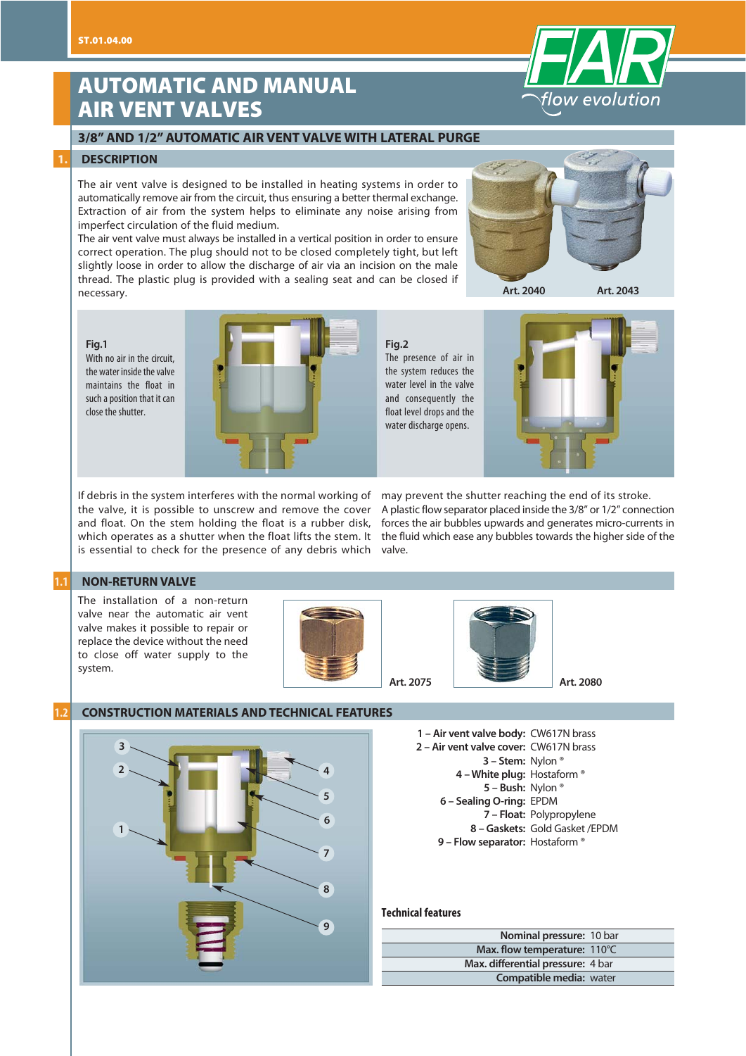# AUTOMATIC AND MANUAL AIR VENT VALVES

## 3/8" AND 1/2" AUTOMATIC AIR VENT VALVE WITH LATERAL PURGE

## 1. DESCRIPTION

The air vent valve is designed to be installed in heating systems in order to automatically remove air from the circuit, thus ensuring a better thermal exchange. Extraction of air from the system helps to eliminate any noise arising from imperfect circulation of the fluid medium.
The air vent valve must always be installed in a vertical position in order to ensure correct operation. The plug should not to be closed completely tight, but left slightly loose in order to allow the discharge of air via an incision on the male thread. The plastic plug is provided with a sealing seat and can be closed if necessary.

Art. 2040 Art. 2043

**Fig.1**
With no air in the circuit, the water inside the valve maintains the float in such a position that it can close the shutter.

**Fig.2**
The presence of air in the system reduces the water level in the valve and consequently the float level drops and the water discharge opens.

If debris in the system interferes with the normal working of the valve, it is possible to unscrew and remove the cover and float. On the stem holding the float is a rubber disk, which operates as a shutter when the float lifts the stem. It is essential to check for the presence of any debris which may prevent the shutter reaching the end of its stroke.
A plastic flow separator placed inside the 3/8" or 1/2" connection forces the air bubbles upwards and generates micro-currents in the fluid which ease any bubbles towards the higher side of the valve.

## 1.1 NON-RETURN VALVE

The installation of a non-return valve near the automatic air vent valve makes it possible to repair or replace the device without the need to close off water supply to the system.

Art. 2075 Art. 2080

## 1.2 CONSTRUCTION MATERIALS AND TECHNICAL FEATURES

| | |
|---|---|
| **1 – Air vent valve body:** | CW617N brass |
| **2 – Air vent valve cover:** | CW617N brass |
| **3 – Stem:** | Nylon ® |
| **4 – White plug:** | Hostaform ® |
| **5 – Bush:** | Nylon ® |
| **6 – Sealing O-ring:** | EPDM |
| **7 – Float:** | Polypropylene |
| **8 – Gaskets:** | Gold Gasket /EPDM |
| **9 – Flow separator:** | Hostaform ® |

**Technical features**

| | |
|---|---|
| **Nominal pressure:** | 10 bar |
| **Max. flow temperature:** | 110°C |
| **Max. differential pressure:** | 4 bar |
| **Compatible media:** | water |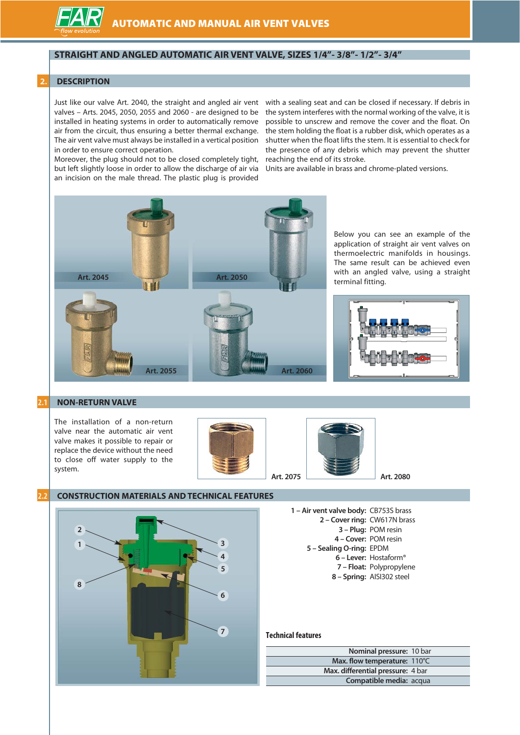## STRAIGHT AND ANGLED AUTOMATIC AIR VENT VALVE, SIZES 1/4"- 3/8"- 1/2"- 3/4"

## 2. DESCRIPTION

Just like our valve Art. 2040, the straight and angled air vent valves – Arts. 2045, 2050, 2055 and 2060 - are designed to be installed in heating systems in order to automatically remove air from the circuit, thus ensuring a better thermal exchange. The air vent valve must always be installed in a vertical position in order to ensure correct operation.
Moreover, the plug should not to be closed completely tight, but left slightly loose in order to allow the discharge of air via an incision on the male thread. The plastic plug is provided with a sealing seat and can be closed if necessary. If debris in the system interferes with the normal working of the valve, it is possible to unscrew and remove the cover and the float. On the stem holding the float is a rubber disk, which operates as a shutter when the float lifts the stem. It is essential to check for the presence of any debris which may prevent the shutter reaching the end of its stroke.
Units are available in brass and chrome-plated versions.

Art. 2045

Art. 2050

Art. 2055

Art. 2060

Below you can see an example of the application of straight air vent valves on thermoelectric manifolds in housings. The same result can be achieved even with an angled valve, using a straight terminal fitting.

## 2.1 NON-RETURN VALVE

The installation of a non-return valve near the automatic air vent valve makes it possible to repair or replace the device without the need to close off water supply to the system.

Art. 2075

Art. 2080

## 2.2 CONSTRUCTION MATERIALS AND TECHNICAL FEATURES

**1 – Air vent valve body:** CB753S brass
**2 – Cover ring:** CW617N brass
**3 – Plug:** POM resin
**4 – Cover:** POM resin
**5 – Sealing O-ring:** EPDM
**6 – Lever:** Hostaform®
**7 – Float:** Polypropylene
**8 – Spring:** AISI302 steel

**Technical features**

| | |
|---|---|
| **Nominal pressure:** | 10 bar |
| **Max. flow temperature:** | 110°C |
| **Max. differential pressure:** | 4 bar |
| **Compatible media:** | acqua |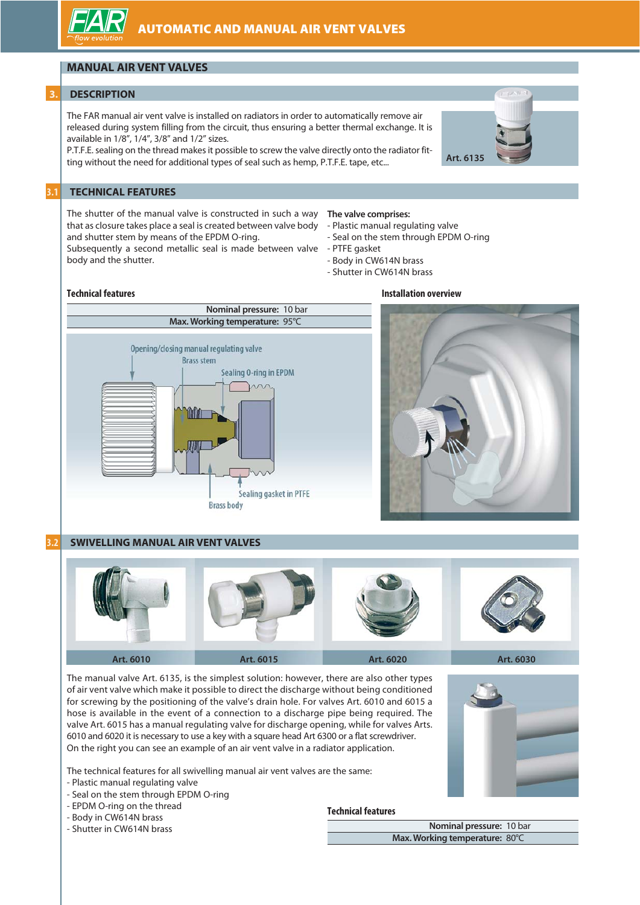## MANUAL AIR VENT VALVES

### 3. DESCRIPTION

The FAR manual air vent valve is installed on radiators in order to automatically remove air released during system filling from the circuit, thus ensuring a better thermal exchange. It is available in 1/8", 1/4", 3/8" and 1/2" sizes.
P.T.F.E. sealing on the thread makes it possible to screw the valve directly onto the radiator fitting without the need for additional types of seal such as hemp, P.T.F.E. tape, etc...

Art. 6135

### 3.1 TECHNICAL FEATURES

The shutter of the manual valve is constructed in such a way that as closure takes place a seal is created between valve body and shutter stem by means of the EPDM O-ring.
Subsequently a second metallic seal is made between valve body and the shutter.

**The valve comprises:**

- Plastic manual regulating valve
- Seal on the stem through EPDM O-ring
- PTFE gasket
- Body in CW614N brass
- Shutter in CW614N brass

**Technical features**

| | |
|---|---|
| **Nominal pressure:** | 10 bar |
| **Max. Working temperature:** | 95°C |

Opening/closing manual regulating valve
Brass stem
Sealing O-ring in EPDM
Sealing gasket in PTFE
Brass body

**Installation overview**

### 3.2 SWIVELLING MANUAL AIR VENT VALVES

Art. 6010 | Art. 6015 | Art. 6020 | Art. 6030

The manual valve Art. 6135, is the simplest solution: however, there are also other types of air vent valve which make it possible to direct the discharge without being conditioned for screwing by the positioning of the valve's drain hole. For valves Art. 6010 and 6015 a hose is available in the event of a connection to a discharge pipe being required. The valve Art. 6015 has a manual regulating valve for discharge opening, while for valves Arts. 6010 and 6020 it is necessary to use a key with a square head Art 6300 or a flat screwdriver.
On the right you can see an example of an air vent valve in a radiator application.

The technical features for all swivelling manual air vent valves are the same:

- Plastic manual regulating valve
- Seal on the stem through EPDM O-ring
- EPDM O-ring on the thread
- Body in CW614N brass
- Shutter in CW614N brass

**Technical features**

| | |
|---|---|
| **Nominal pressure:** | 10 bar |
| **Max. Working temperature:** | 80°C |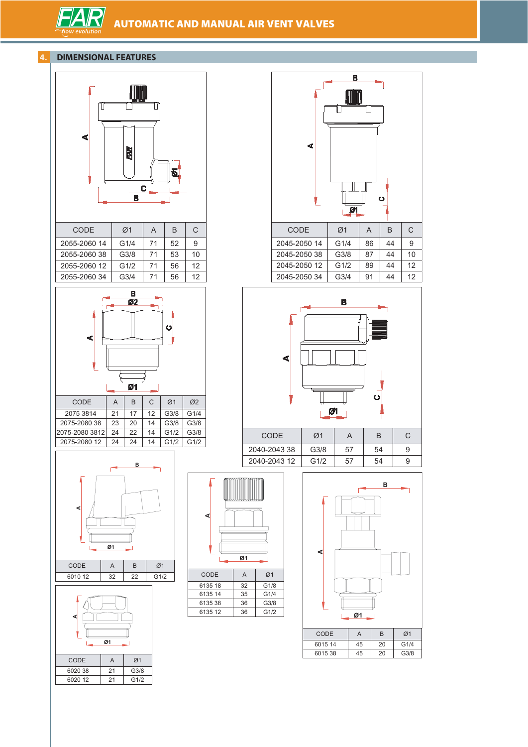## 4. DIMENSIONAL FEATURES

| CODE | Ø1 | A | B | C |
|---|---|---|---|---|
| 2055-2060 14 | G1/4 | 71 | 52 | 9 |
| 2055-2060 38 | G3/8 | 71 | 53 | 10 |
| 2055-2060 12 | G1/2 | 71 | 56 | 12 |
| 2055-2060 34 | G3/4 | 71 | 56 | 12 |

| CODE | Ø1 | A | B | C |
|---|---|---|---|---|
| 2045-2050 14 | G1/4 | 86 | 44 | 9 |
| 2045-2050 38 | G3/8 | 87 | 44 | 10 |
| 2045-2050 12 | G1/2 | 89 | 44 | 12 |
| 2045-2050 34 | G3/4 | 91 | 44 | 12 |

| CODE | A | B | C | Ø1 | Ø2 |
|---|---|---|---|---|---|
| 2075 3814 | 21 | 17 | 12 | G3/8 | G1/4 |
| 2075-2080 38 | 23 | 20 | 14 | G3/8 | G3/8 |
| 2075-2080 3812 | 24 | 22 | 14 | G1/2 | G3/8 |
| 2075-2080 12 | 24 | 24 | 14 | G1/2 | G1/2 |

| CODE | Ø1 | A | B | C |
|---|---|---|---|---|
| 2040-2043 38 | G3/8 | 57 | 54 | 9 |
| 2040-2043 12 | G1/2 | 57 | 54 | 9 |

| CODE | A | B | Ø1 |
|---|---|---|---|
| 6010 12 | 32 | 22 | G1/2 |

| CODE | A | Ø1 |
|---|---|---|
| 6135 18 | 32 | G1/8 |
| 6135 14 | 35 | G1/4 |
| 6135 38 | 36 | G3/8 |
| 6135 12 | 36 | G1/2 |

| CODE | A | B | Ø1 |
|---|---|---|---|
| 6015 14 | 45 | 20 | G1/4 |
| 6015 38 | 45 | 20 | G3/8 |

| CODE | A | Ø1 |
|---|---|---|
| 6020 38 | 21 | G3/8 |
| 6020 12 | 21 | G1/2 |